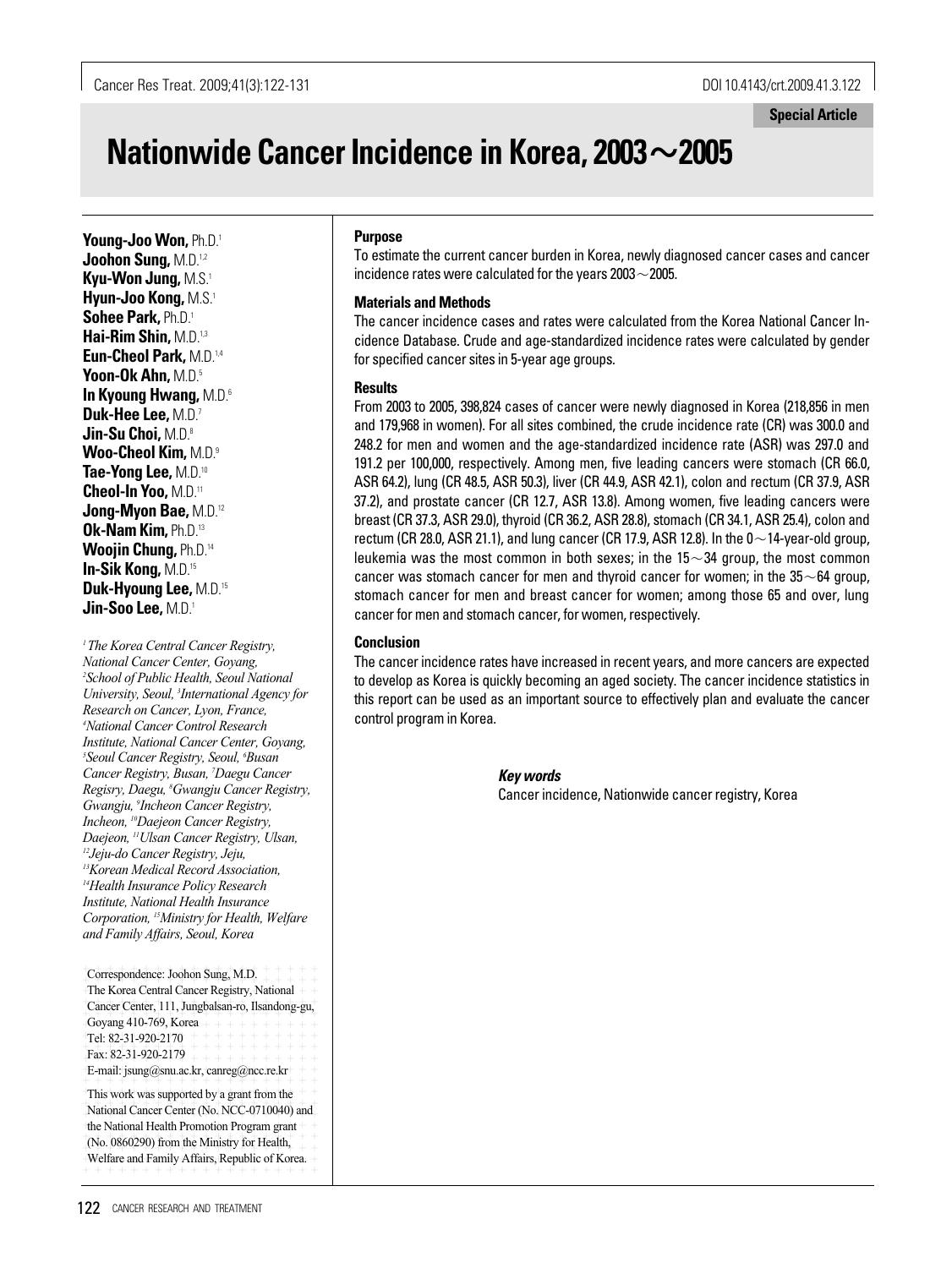Special Article

# Nationwide Cancer Incidence in Korea, 2003～2005

**Young-Joo Won,** Ph.D.[1]
**Joohon Sung,** M.D.[1,2]
**Kyu-Won Jung,** M.S.[1]
**Hyun-Joo Kong,** M.S.[1]
**Sohee Park,** Ph.D.[1]
**Hai-Rim Shin,** M.D.[1,3]
**Eun-Cheol Park,** M.D.[1,4]
**Yoon-Ok Ahn,** M.D.[5]
**In Kyoung Hwang,** M.D.[6]
**Duk-Hee Lee,** M.D.[7]
**Jin-Su Choi,** M.D.[8]
**Woo-Cheol Kim,** M.D.[9]
**Tae-Yong Lee,** M.D.[10]
**Cheol-In Yoo,** M.D.[11]
**Jong-Myon Bae,** M.D.[12]
**Ok-Nam Kim,** Ph.D.[13]
**Woojin Chung,** Ph.D.[14]
**In-Sik Kong,** M.D.[15]
**Duk-Hyoung Lee,** M.D.[15]
**Jin-Soo Lee,** M.D.[1]

*[1]The Korea Central Cancer Registry, National Cancer Center, Goyang, [2]School of Public Health, Seoul National University, Seoul, [3]International Agency for Research on Cancer, Lyon, France, [4]National Cancer Control Research Institute, National Cancer Center, Goyang, [5]Seoul Cancer Registry, Seoul, [6]Busan Cancer Registry, Busan, [7]Daegu Cancer Regisry, Daegu, [8]Gwangju Cancer Registry, Gwangju, [9]Incheon Cancer Registry, Incheon, [10]Daejeon Cancer Registry, Daejeon, [11]Ulsan Cancer Registry, Ulsan, [12]Jeju-do Cancer Registry, Jeju, [13]Korean Medical Record Association, [14]Health Insurance Policy Research Institute, National Health Insurance Corporation, [15]Ministry for Health, Welfare and Family Affairs, Seoul, Korea*

Correspondence: Joohon Sung, M.D.
The Korea Central Cancer Registry, National Cancer Center, 111, Jungbalsan-ro, Ilsandong-gu, Goyang 410-769, Korea
Tel: 82-31-920-2170
Fax: 82-31-920-2179
E-mail: jsung@snu.ac.kr, canreg@ncc.re.kr

This work was supported by a grant from the National Cancer Center (No. NCC-0710040) and the National Health Promotion Program grant (No. 0860290) from the Ministry for Health, Welfare and Family Affairs, Republic of Korea.

#### Purpose

To estimate the current cancer burden in Korea, newly diagnosed cancer cases and cancer incidence rates were calculated for the years 2003～2005.

#### Materials and Methods

The cancer incidence cases and rates were calculated from the Korea National Cancer Incidence Database. Crude and age-standardized incidence rates were calculated by gender for specified cancer sites in 5-year age groups.

#### Results

From 2003 to 2005, 398,824 cases of cancer were newly diagnosed in Korea (218,856 in men and 179,968 in women). For all sites combined, the crude incidence rate (CR) was 300.0 and 248.2 for men and women and the age-standardized incidence rate (ASR) was 297.0 and 191.2 per 100,000, respectively. Among men, five leading cancers were stomach (CR 66.0, ASR 64.2), lung (CR 48.5, ASR 50.3), liver (CR 44.9, ASR 42.1), colon and rectum (CR 37.9, ASR 37.2), and prostate cancer (CR 12.7, ASR 13.8). Among women, five leading cancers were breast (CR 37.3, ASR 29.0), thyroid (CR 36.2, ASR 28.8), stomach (CR 34.1, ASR 25.4), colon and rectum (CR 28.0, ASR 21.1), and lung cancer (CR 17.9, ASR 12.8). In the 0～14-year-old group, leukemia was the most common in both sexes; in the 15～34 group, the most common cancer was stomach cancer for men and thyroid cancer for women; in the 35～64 group, stomach cancer for men and breast cancer for women; among those 65 and over, lung cancer for men and stomach cancer, for women, respectively.

#### Conclusion

The cancer incidence rates have increased in recent years, and more cancers are expected to develop as Korea is quickly becoming an aged society. The cancer incidence statistics in this report can be used as an important source to effectively plan and evaluate the cancer control program in Korea.

***Key words***

Cancer incidence, Nationwide cancer registry, Korea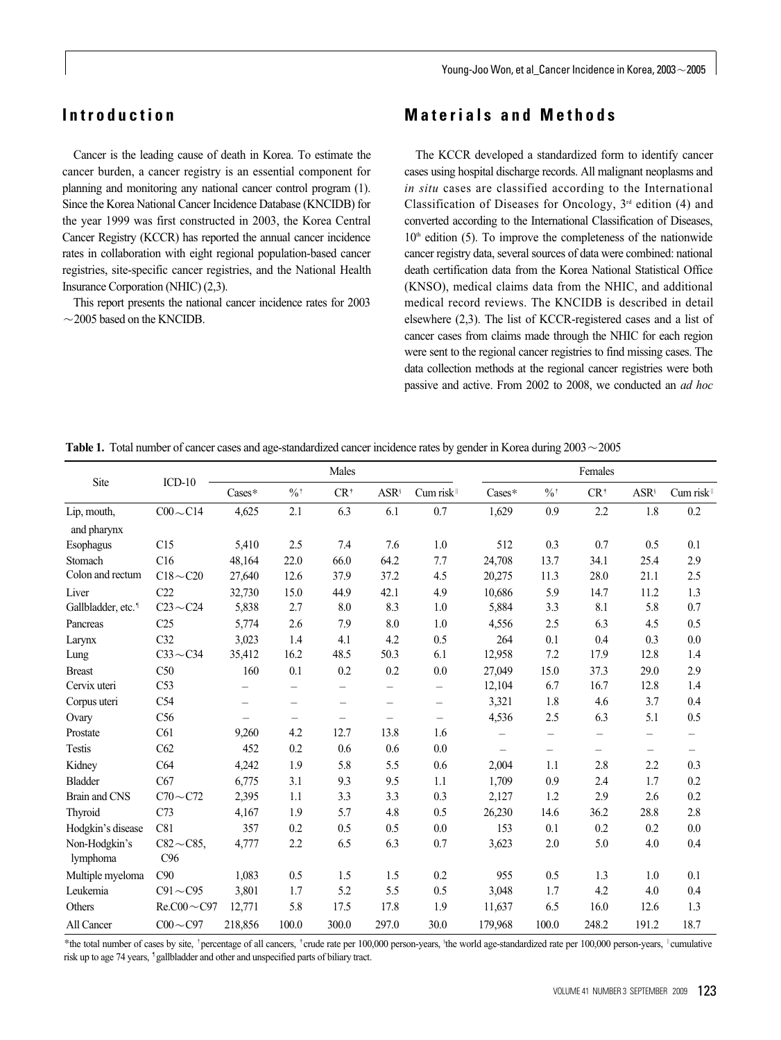## Introduction

Cancer is the leading cause of death in Korea. To estimate the cancer burden, a cancer registry is an essential component for planning and monitoring any national cancer control program (1). Since the Korea National Cancer Incidence Database (KNCIDB) for the year 1999 was first constructed in 2003, the Korea Central Cancer Registry (KCCR) has reported the annual cancer incidence rates in collaboration with eight regional population-based cancer registries, site-specific cancer registries, and the National Health Insurance Corporation (NHIC) (2,3).

This report presents the national cancer incidence rates for 2003 ~2005 based on the KNCIDB.

## Materials and Methods

The KCCR developed a standardized form to identify cancer cases using hospital discharge records. All malignant neoplasms and *in situ* cases are classified according to the International Classification of Diseases for Oncology, 3rd edition (4) and converted according to the International Classification of Diseases, 10th edition (5). To improve the completeness of the nationwide cancer registry data, several sources of data were combined: national death certification data from the Korea National Statistical Office (KNSO), medical claims data from the NHIC, and additional medical record reviews. The KNCIDB is described in detail elsewhere (2,3). The list of KCCR-registered cases and a list of cancer cases from claims made through the NHIC for each region were sent to the regional cancer registries to find missing cases. The data collection methods at the regional cancer registries were both passive and active. From 2002 to 2008, we conducted an *ad hoc*

**Table 1.** Total number of cancer cases and age-standardized cancer incidence rates by gender in Korea during 2003 ~ 2005

| Site | ICD-10 | Males | | | | | Females | | | | |
|---|---|---|---|---|---|---|---|---|---|---|---|
| | | Cases* | %† | CR‡ | ASR§ | Cum risk‖ | Cases* | %† | CR‡ | ASR§ | Cum risk‖ |
| Lip, mouth, and pharynx | C00 ~ C14 | 4,625 | 2.1 | 6.3 | 6.1 | 0.7 | 1,629 | 0.9 | 2.2 | 1.8 | 0.2 |
| Esophagus | C15 | 5,410 | 2.5 | 7.4 | 7.6 | 1.0 | 512 | 0.3 | 0.7 | 0.5 | 0.1 |
| Stomach | C16 | 48,164 | 22.0 | 66.0 | 64.2 | 7.7 | 24,708 | 13.7 | 34.1 | 25.4 | 2.9 |
| Colon and rectum | C18 ~ C20 | 27,640 | 12.6 | 37.9 | 37.2 | 4.5 | 20,275 | 11.3 | 28.0 | 21.1 | 2.5 |
| Liver | C22 | 32,730 | 15.0 | 44.9 | 42.1 | 4.9 | 10,686 | 5.9 | 14.7 | 11.2 | 1.3 |
| Gallbladder, etc.¶ | C23 ~ C24 | 5,838 | 2.7 | 8.0 | 8.3 | 1.0 | 5,884 | 3.3 | 8.1 | 5.8 | 0.7 |
| Pancreas | C25 | 5,774 | 2.6 | 7.9 | 8.0 | 1.0 | 4,556 | 2.5 | 6.3 | 4.5 | 0.5 |
| Larynx | C32 | 3,023 | 1.4 | 4.1 | 4.2 | 0.5 | 264 | 0.1 | 0.4 | 0.3 | 0.0 |
| Lung | C33 ~ C34 | 35,412 | 16.2 | 48.5 | 50.3 | 6.1 | 12,958 | 7.2 | 17.9 | 12.8 | 1.4 |
| Breast | C50 | 160 | 0.1 | 0.2 | 0.2 | 0.0 | 27,049 | 15.0 | 37.3 | 29.0 | 2.9 |
| Cervix uteri | C53 | – | – | – | – | – | 12,104 | 6.7 | 16.7 | 12.8 | 1.4 |
| Corpus uteri | C54 | – | – | – | – | – | 3,321 | 1.8 | 4.6 | 3.7 | 0.4 |
| Ovary | C56 | – | – | – | – | – | 4,536 | 2.5 | 6.3 | 5.1 | 0.5 |
| Prostate | C61 | 9,260 | 4.2 | 12.7 | 13.8 | 1.6 | – | – | – | – | – |
| Testis | C62 | 452 | 0.2 | 0.6 | 0.6 | 0.0 | – | – | – | – | – |
| Kidney | C64 | 4,242 | 1.9 | 5.8 | 5.5 | 0.6 | 2,004 | 1.1 | 2.8 | 2.2 | 0.3 |
| Bladder | C67 | 6,775 | 3.1 | 9.3 | 9.5 | 1.1 | 1,709 | 0.9 | 2.4 | 1.7 | 0.2 |
| Brain and CNS | C70 ~ C72 | 2,395 | 1.1 | 3.3 | 3.3 | 0.3 | 2,127 | 1.2 | 2.9 | 2.6 | 0.2 |
| Thyroid | C73 | 4,167 | 1.9 | 5.7 | 4.8 | 0.5 | 26,230 | 14.6 | 36.2 | 28.8 | 2.8 |
| Hodgkin's disease | C81 | 357 | 0.2 | 0.5 | 0.5 | 0.0 | 153 | 0.1 | 0.2 | 0.2 | 0.0 |
| Non-Hodgkin's lymphoma | C82 ~ C85, C96 | 4,777 | 2.2 | 6.5 | 6.3 | 0.7 | 3,623 | 2.0 | 5.0 | 4.0 | 0.4 |
| Multiple myeloma | C90 | 1,083 | 0.5 | 1.5 | 1.5 | 0.2 | 955 | 0.5 | 1.3 | 1.0 | 0.1 |
| Leukemia | C91 ~ C95 | 3,801 | 1.7 | 5.2 | 5.5 | 0.5 | 3,048 | 1.7 | 4.2 | 4.0 | 0.4 |
| Others | Re.C00 ~ C97 | 12,771 | 5.8 | 17.5 | 17.8 | 1.9 | 11,637 | 6.5 | 16.0 | 12.6 | 1.3 |
| All Cancer | C00 ~ C97 | 218,856 | 100.0 | 300.0 | 297.0 | 30.0 | 179,968 | 100.0 | 248.2 | 191.2 | 18.7 |

*the total number of cases by site, †percentage of all cancers, ‡crude rate per 100,000 person-years, §the world age-standardized rate per 100,000 person-years, ‖cumulative risk up to age 74 years, ¶gallbladder and other and unspecified parts of biliary tract.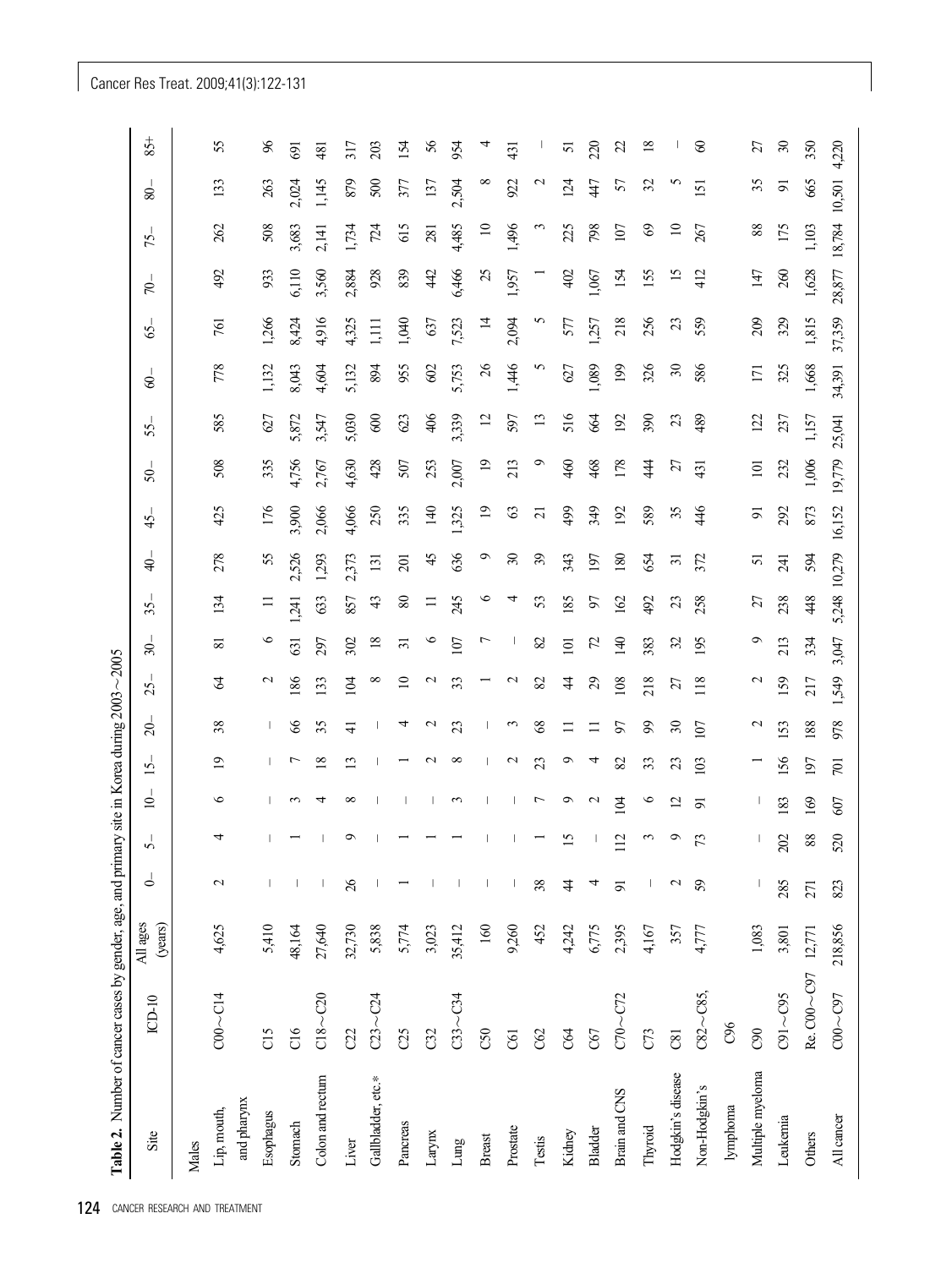**Table 2.** Number of cancer cases by gender, age, and primary site in Korea during 2003~2005

| Site | ICD-10 | All ages (years) | 0– | 5– | 10– | 15– | 20– | 25– | 30– | 35– | 40– | 45– | 50– | 55– | 60– | 65– | 70– | 75– | 80– | 85+ |
|---|---|---|---|---|---|---|---|---|---|---|---|---|---|---|---|---|---|---|---|---|
| Males | | | | | | | | | | | | | | | | | | | | |
| Lip, mouth, and pharynx | C00~C14 | 4,625 | 2 | 4 | 6 | 19 | 38 | 64 | 81 | 134 | 278 | 425 | 508 | 585 | 778 | 761 | 492 | 262 | 133 | 55 |
| Esophagus | C15 | 5,410 | – | – | – | – | – | 2 | 6 | 11 | 55 | 176 | 335 | 627 | 1,132 | 1,266 | 933 | 508 | 263 | 96 |
| Stomach | C16 | 48,164 | – | 1 | 3 | 7 | 66 | 186 | 631 | 1,241 | 2,526 | 3,900 | 4,756 | 5,872 | 8,043 | 8,424 | 6,110 | 3,683 | 2,024 | 691 |
| Colon and rectum | C18~C20 | 27,640 | – | – | 4 | 18 | 35 | 133 | 297 | 633 | 1,293 | 2,066 | 2,767 | 3,547 | 4,604 | 4,916 | 3,560 | 2,141 | 1,145 | 481 |
| Liver | C22 | 32,730 | 26 | 9 | 8 | 13 | 41 | 104 | 302 | 857 | 2,373 | 4,066 | 4,630 | 5,030 | 5,132 | 4,325 | 2,884 | 1,734 | 879 | 317 |
| Gallbladder, etc.* | C23~C24 | 5,838 | – | – | – | – | – | 8 | 18 | 43 | 131 | 250 | 428 | 600 | 894 | 1,111 | 928 | 724 | 500 | 203 |
| Pancreas | C25 | 5,774 | 1 | 1 | – | 1 | 4 | 10 | 31 | 80 | 201 | 335 | 507 | 623 | 955 | 1,040 | 839 | 615 | 377 | 154 |
| Larynx | C32 | 3,023 | – | 1 | – | 2 | 2 | 2 | 6 | 11 | 45 | 140 | 253 | 406 | 602 | 637 | 442 | 281 | 137 | 56 |
| Lung | C33~C34 | 35,412 | – | 1 | 3 | 8 | 23 | 33 | 107 | 245 | 636 | 1,325 | 2,007 | 3,339 | 5,753 | 7,523 | 6,466 | 4,485 | 2,504 | 954 |
| Breast | C50 | 160 | – | – | – | – | – | 1 | 7 | 6 | 9 | 19 | 19 | 12 | 26 | 14 | 25 | 10 | 8 | 4 |
| Prostate | C61 | 9,260 | – | – | – | 2 | 3 | 2 | – | 4 | 30 | 63 | 213 | 597 | 1,446 | 2,094 | 1,957 | 1,496 | 922 | 431 |
| Testis | C62 | 452 | 38 | 1 | 7 | 23 | 68 | 82 | 82 | 53 | 39 | 21 | 9 | 13 | 5 | 5 | 1 | 3 | 2 | – |
| Kidney | C64 | 4,242 | 44 | 15 | 9 | 9 | 11 | 44 | 101 | 185 | 343 | 499 | 460 | 516 | 627 | 577 | 402 | 225 | 124 | 51 |
| Bladder | C67 | 6,775 | 4 | – | 2 | 4 | 11 | 29 | 72 | 97 | 197 | 349 | 468 | 664 | 1,089 | 1,257 | 1,067 | 798 | 447 | 220 |
| Brain and CNS | C70~C72 | 2,395 | 91 | 112 | 104 | 82 | 97 | 108 | 140 | 162 | 180 | 192 | 178 | 192 | 199 | 218 | 154 | 107 | 57 | 22 |
| Thyroid | C73 | 4,167 | – | 3 | 6 | 33 | 99 | 218 | 383 | 492 | 654 | 589 | 444 | 390 | 326 | 256 | 155 | 69 | 32 | 18 |
| Hodgkin's disease | C81 | 357 | 2 | 9 | 12 | 23 | 30 | 27 | 32 | 23 | 31 | 35 | 27 | 23 | 30 | 23 | 15 | 10 | 5 | – |
| Non-Hodgkin's lymphoma | C82~C85, C96 | 4,777 | 59 | 73 | 91 | 103 | 107 | 118 | 195 | 258 | 372 | 446 | 431 | 489 | 586 | 559 | 412 | 267 | 151 | 60 |
| Multiple myeloma | C90 | 1,083 | – | – | – | 1 | 2 | 2 | 9 | 27 | 51 | 91 | 101 | 122 | 171 | 209 | 147 | 88 | 35 | 27 |
| Leukemia | C91~C95 | 3,801 | 285 | 202 | 183 | 156 | 153 | 159 | 213 | 238 | 241 | 292 | 232 | 237 | 325 | 329 | 260 | 175 | 91 | 30 |
| Others | Re. C00~C97 | 12,771 | 271 | 88 | 169 | 197 | 188 | 217 | 334 | 448 | 594 | 873 | 1,006 | 1,157 | 1,668 | 1,815 | 1,628 | 1,103 | 665 | 350 |
| All cancer | C00~C97 | 218,856 | 823 | 520 | 607 | 701 | 978 | 1,549 | 3,047 | 5,248 | 10,279 | 16,152 | 19,779 | 25,041 | 34,391 | 37,359 | 28,877 | 18,784 | 10,501 | 4,220 |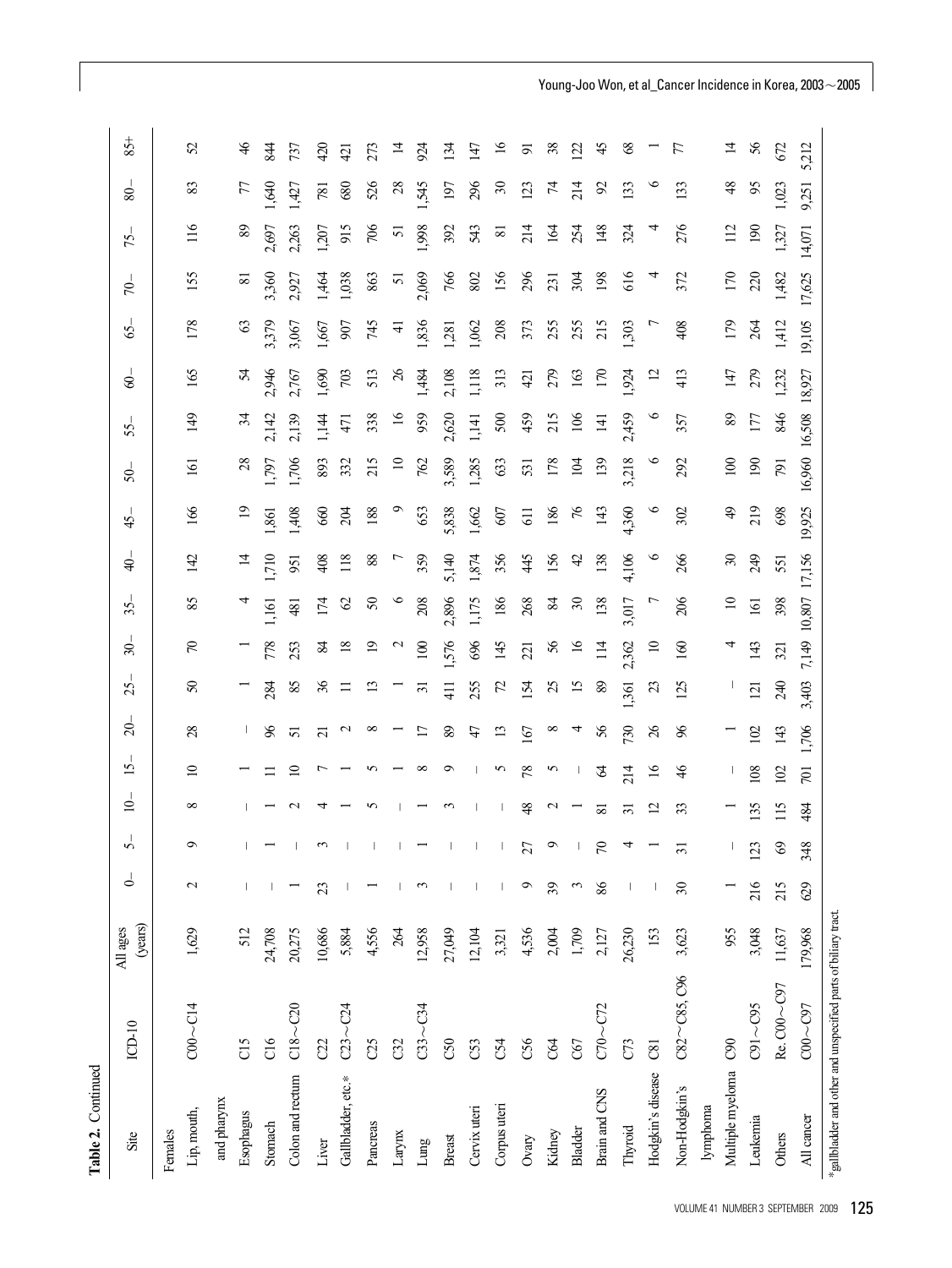**Table 2.** Continued

| Site | ICD-10 | All ages (years) | 0– | 5– | 10– | 15– | 20– | 25– | 30– | 35– | 40– | 45– | 50– | 55– | 60– | 65– | 70– | 75– | 80– | 85+ |
|---|---|---|---|---|---|---|---|---|---|---|---|---|---|---|---|---|---|---|---|---|
| Females | | | | | | | | | | | | | | | | | | | | |
| Lip, mouth, and pharynx | C00～C14 | 1,629 | 2 | 9 | 8 | 10 | 28 | 50 | 70 | 85 | 142 | 166 | 161 | 149 | 165 | 178 | 155 | 116 | 83 | 52 |
| Esophagus | C15 | 512 | – | – | – | 1 | – | 1 | 1 | 4 | 14 | 19 | 28 | 34 | 54 | 63 | 81 | 89 | 77 | 46 |
| Stomach | C16 | 24,708 | – | 1 | 1 | 11 | 96 | 284 | 778 | 1,161 | 1,710 | 1,861 | 1,797 | 2,142 | 2,946 | 3,379 | 3,360 | 2,697 | 1,640 | 844 |
| Colon and rectum | C18～C20 | 20,275 | 1 | – | 2 | 10 | 51 | 85 | 253 | 481 | 951 | 1,408 | 1,706 | 2,139 | 2,767 | 3,067 | 2,927 | 2,263 | 1,427 | 737 |
| Liver | C22 | 10,686 | 23 | 3 | 4 | 7 | 21 | 36 | 84 | 174 | 408 | 660 | 893 | 1,144 | 1,690 | 1,667 | 1,464 | 1,207 | 781 | 420 |
| Gallbladder, etc.* | C23～C24 | 5,884 | – | – | 1 | 1 | 2 | 11 | 18 | 62 | 118 | 204 | 332 | 471 | 703 | 907 | 1,038 | 915 | 680 | 421 |
| Pancreas | C25 | 4,556 | 1 | – | 5 | 5 | 8 | 13 | 19 | 50 | 88 | 188 | 215 | 338 | 513 | 745 | 863 | 706 | 526 | 273 |
| Larynx | C32 | 264 | – | – | – | 1 | 1 | 1 | 2 | 6 | 7 | 9 | 10 | 16 | 26 | 41 | 51 | 51 | 28 | 14 |
| Lung | C33～C34 | 12,958 | 3 | 1 | 1 | 8 | 17 | 31 | 100 | 208 | 359 | 653 | 762 | 959 | 1,484 | 1,836 | 2,069 | 1,998 | 1,545 | 924 |
| Breast | C50 | 27,049 | – | – | 3 | 9 | 89 | 411 | 1,576 | 2,896 | 5,140 | 5,838 | 3,589 | 2,620 | 2,108 | 1,281 | 766 | 392 | 197 | 134 |
| Cervix uteri | C53 | 12,104 | – | – | – | – | 47 | 255 | 696 | 1,175 | 1,874 | 1,662 | 1,285 | 1,141 | 1,118 | 1,062 | 802 | 543 | 296 | 147 |
| Corpus uteri | C54 | 3,321 | – | – | – | 5 | 13 | 72 | 145 | 186 | 356 | 607 | 633 | 500 | 313 | 208 | 156 | 81 | 30 | 16 |
| Ovary | C56 | 4,536 | 9 | 27 | 48 | 78 | 167 | 154 | 221 | 268 | 445 | 611 | 531 | 459 | 421 | 373 | 296 | 214 | 123 | 91 |
| Kidney | C64 | 2,004 | 39 | 9 | 2 | 5 | 8 | 25 | 56 | 84 | 156 | 186 | 178 | 215 | 279 | 255 | 231 | 164 | 74 | 38 |
| Bladder | C67 | 1,709 | 3 | – | 1 | – | 4 | 15 | 16 | 30 | 42 | 76 | 104 | 106 | 163 | 255 | 304 | 254 | 214 | 122 |
| Brain and CNS | C70～C72 | 2,127 | 86 | 70 | 81 | 64 | 56 | 89 | 114 | 138 | 138 | 143 | 139 | 141 | 170 | 215 | 198 | 148 | 92 | 45 |
| Thyroid | C73 | 26,230 | – | 4 | 31 | 214 | 730 | 1,361 | 2,362 | 3,017 | 4,106 | 4,360 | 3,218 | 2,459 | 1,924 | 1,303 | 616 | 324 | 133 | 68 |
| Hodgkin's disease | C81 | 153 | – | 1 | 12 | 16 | 26 | 23 | 10 | 7 | 6 | 6 | 6 | 6 | 12 | 7 | 4 | 4 | 6 | 1 |
| Non-Hodgkin's lymphoma | C82～C85, C96 | 3,623 | 30 | 31 | 33 | 46 | 96 | 125 | 160 | 206 | 266 | 302 | 292 | 357 | 413 | 408 | 372 | 276 | 133 | 77 |
| Multiple myeloma | C90 | 955 | 1 | – | 1 | – | 1 | – | 4 | 10 | 30 | 49 | 100 | 89 | 147 | 179 | 170 | 112 | 48 | 14 |
| Leukemia | C91～C95 | 3,048 | 216 | 123 | 135 | 108 | 102 | 121 | 143 | 161 | 249 | 219 | 190 | 177 | 279 | 264 | 220 | 190 | 95 | 56 |
| Others | Re. C00～C97 | 11,637 | 215 | 69 | 115 | 102 | 143 | 240 | 321 | 398 | 551 | 698 | 791 | 846 | 1,232 | 1,412 | 1,482 | 1,327 | 1,023 | 672 |
| All cancer | C00～C97 | 179,968 | 629 | 348 | 484 | 701 | 1,706 | 3,403 | 7,149 | 10,807 | 17,156 | 19,925 | 16,960 | 16,508 | 18,927 | 19,105 | 17,625 | 14,071 | 9,251 | 5,212 |

*gallbladder and other and unspecified parts of biliary tract.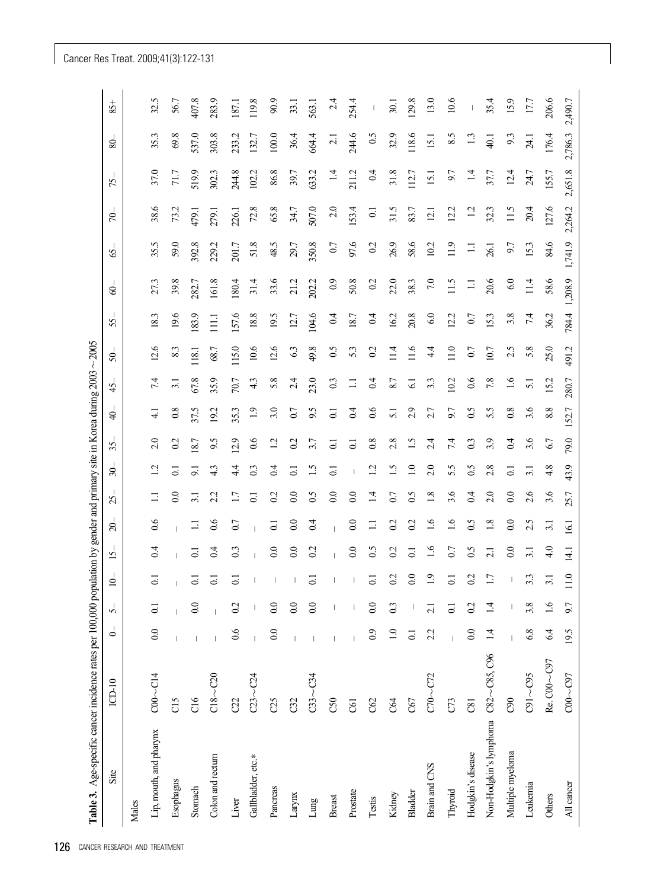**Table 3.** Age-specific cancer incidence rates per 100,000 population by gender and primary site in Korea during 2003~2005

| Site | ICD-10 | 0– | 5– | 10– | 15– | 20– | 25– | 30– | 35– | 40– | 45– | 50– | 55– | 60– | 65– | 70– | 75– | 80– | 85+ |
|---|---|---|---|---|---|---|---|---|---|---|---|---|---|---|---|---|---|---|---|
| Males | | | | | | | | | | | | | | | | | | | |
| Lip, mouth, and pharynx | C00~C14 | 0.0 | 0.1 | 0.1 | 0.4 | 0.6 | 1.1 | 1.2 | 2.0 | 4.1 | 7.4 | 12.6 | 18.3 | 27.3 | 35.5 | 38.6 | 37.0 | 35.3 | 32.5 |
| Esophagus | C15 | – | – | – | – | – | 0.0 | 0.1 | 0.2 | 0.8 | 3.1 | 8.3 | 19.6 | 39.8 | 59.0 | 73.2 | 71.7 | 69.8 | 56.7 |
| Stomach | C16 | – | 0.0 | 0.1 | 0.1 | 1.1 | 3.1 | 9.1 | 18.7 | 37.5 | 67.8 | 118.1 | 183.9 | 282.7 | 392.8 | 479.1 | 519.9 | 537.0 | 407.8 |
| Colon and rectum | C18~C20 | – | – | 0.1 | 0.4 | 0.6 | 2.2 | 4.3 | 9.5 | 19.2 | 35.9 | 68.7 | 111.1 | 161.8 | 229.2 | 279.1 | 302.3 | 303.8 | 283.9 |
| Liver | C22 | 0.6 | 0.2 | 0.1 | 0.3 | 0.7 | 1.7 | 4.4 | 12.9 | 35.3 | 70.7 | 115.0 | 157.6 | 180.4 | 201.7 | 226.1 | 244.8 | 233.2 | 187.1 |
| Gallbladder, etc.* | C23~C24 | – | – | – | – | – | 0.1 | 0.3 | 0.6 | 1.9 | 4.3 | 10.6 | 18.8 | 31.4 | 51.8 | 72.8 | 102.2 | 132.7 | 119.8 |
| Pancreas | C25 | 0.0 | 0.0 | – | 0.0 | 0.1 | 0.2 | 0.4 | 1.2 | 3.0 | 5.8 | 12.6 | 19.5 | 33.6 | 48.5 | 65.8 | 86.8 | 100.0 | 90.9 |
| Larynx | C32 | – | 0.0 | – | 0.0 | 0.0 | 0.0 | 0.1 | 0.2 | 0.7 | 2.4 | 6.3 | 12.7 | 21.2 | 29.7 | 34.7 | 39.7 | 36.4 | 33.1 |
| Lung | C33~C34 | – | 0.0 | 0.1 | 0.2 | 0.4 | 0.5 | 1.5 | 3.7 | 9.5 | 23.0 | 49.8 | 104.6 | 202.2 | 350.8 | 507.0 | 633.2 | 664.4 | 563.1 |
| Breast | C50 | – | – | – | – | – | 0.0 | 0.1 | 0.1 | 0.1 | 0.3 | 0.5 | 0.4 | 0.9 | 0.7 | 2.0 | 1.4 | 2.1 | 2.4 |
| Prostate | C61 | – | – | – | 0.0 | 0.0 | 0.0 | – | 0.1 | 0.4 | 1.1 | 5.3 | 18.7 | 50.8 | 97.6 | 153.4 | 211.2 | 244.6 | 254.4 |
| Testis | C62 | 0.9 | 0.0 | 0.1 | 0.5 | 1.1 | 1.4 | 1.2 | 0.8 | 0.6 | 0.4 | 0.2 | 0.4 | 0.2 | 0.2 | 0.1 | 0.4 | 0.5 | – |
| Kidney | C64 | 1.0 | 0.3 | 0.2 | 0.2 | 0.2 | 0.7 | 1.5 | 2.8 | 5.1 | 8.7 | 11.4 | 16.2 | 22.0 | 26.9 | 31.5 | 31.8 | 32.9 | 30.1 |
| Bladder | C67 | 0.1 | – | 0.0 | 0.1 | 0.2 | 0.5 | 1.0 | 1.5 | 2.9 | 6.1 | 11.6 | 20.8 | 38.3 | 58.6 | 83.7 | 112.7 | 118.6 | 129.8 |
| Brain and CNS | C70~C72 | 2.2 | 2.1 | 1.9 | 1.6 | 1.6 | 1.8 | 2.0 | 2.4 | 2.7 | 3.3 | 4.4 | 6.0 | 7.0 | 10.2 | 12.1 | 15.1 | 15.1 | 13.0 |
| Thyroid | C73 | – | 0.1 | 0.1 | 0.7 | 1.6 | 3.6 | 5.5 | 7.4 | 9.7 | 10.2 | 11.0 | 12.2 | 11.5 | 11.9 | 12.2 | 9.7 | 8.5 | 10.6 |
| Hodgkin's disease | C81 | 0.0 | 0.2 | 0.2 | 0.5 | 0.5 | 0.4 | 0.5 | 0.3 | 0.5 | 0.6 | 0.7 | 0.7 | 1.1 | 1.1 | 1.2 | 1.4 | 1.3 | – |
| Non-Hodgkin's lymphoma | C82~C85, C96 | 1.4 | 1.4 | 1.7 | 2.1 | 1.8 | 2.0 | 2.8 | 3.9 | 5.5 | 7.8 | 10.7 | 15.3 | 20.6 | 26.1 | 32.3 | 37.7 | 40.1 | 35.4 |
| Multiple myeloma | C90 | – | – | – | 0.0 | 0.0 | 0.0 | 0.1 | 0.4 | 0.8 | 1.6 | 2.5 | 3.8 | 6.0 | 9.7 | 11.5 | 12.4 | 9.3 | 15.9 |
| Leukemia | C91~C95 | 6.8 | 3.8 | 3.3 | 3.1 | 2.5 | 2.6 | 3.1 | 3.6 | 3.6 | 5.1 | 5.8 | 7.4 | 11.4 | 15.3 | 20.4 | 24.7 | 24.1 | 17.7 |
| Others | Re. C00~C97 | 6.4 | 1.6 | 3.1 | 4.0 | 3.1 | 3.6 | 4.8 | 6.7 | 8.8 | 15.2 | 25.0 | 36.2 | 58.6 | 84.6 | 127.6 | 155.7 | 176.4 | 206.6 |
| All cancer | C00~C97 | 19.5 | 9.7 | 11.0 | 14.1 | 16.1 | 25.7 | 43.9 | 79.0 | 152.7 | 280.7 | 491.2 | 784.4 | 1,208.9 | 1,741.9 | 2,264.2 | 2,651.8 | 2,786.3 | 2,490.7 |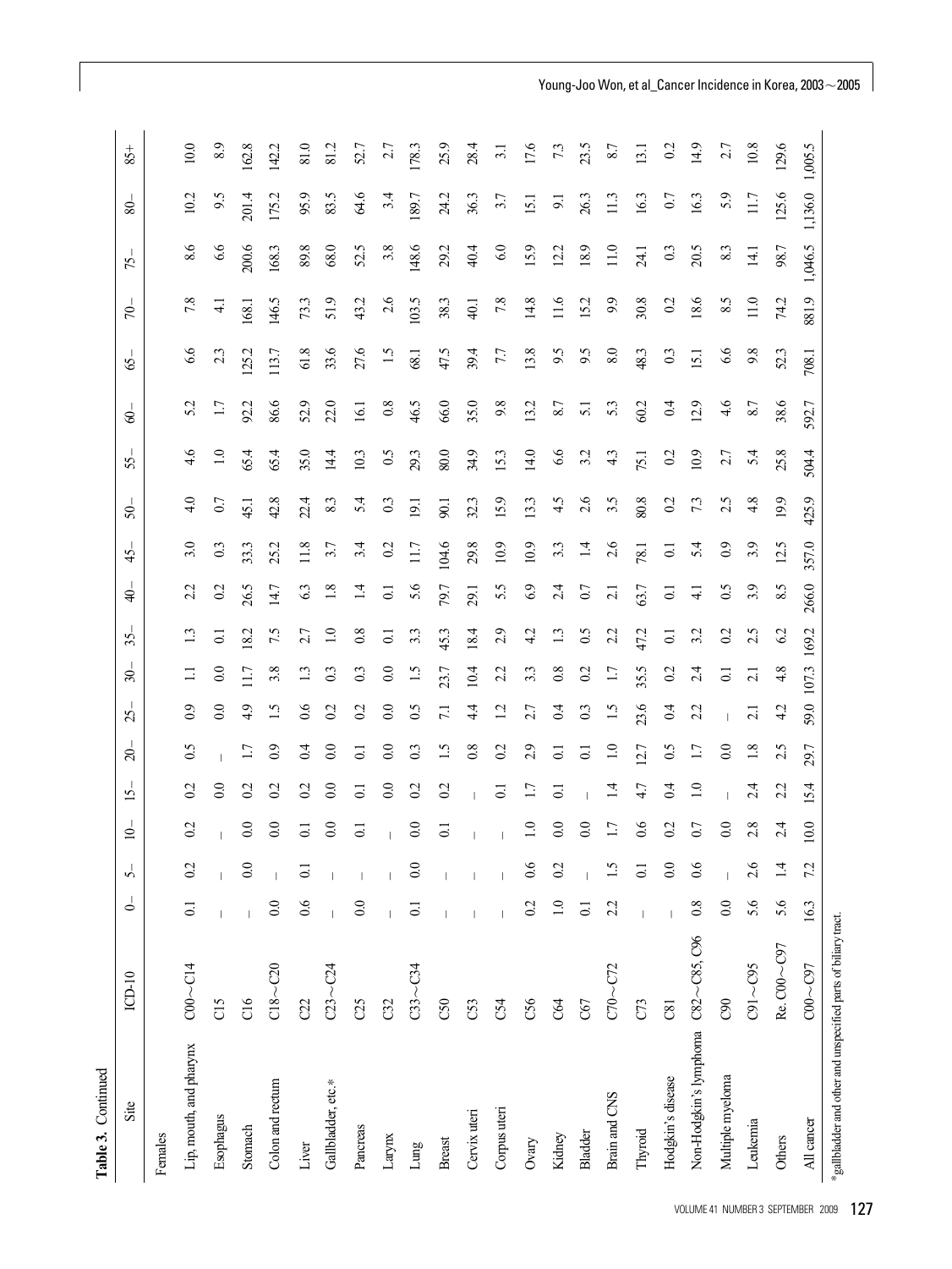**Table 3.** Continued

| Site | ICD-10 | 0– | 5– | 10– | 15– | 20– | 25– | 30– | 35– | 40– | 45– | 50– | 55– | 60– | 65– | 70– | 75– | 80– | 85+ |
|---|---|---|---|---|---|---|---|---|---|---|---|---|---|---|---|---|---|---|---|
| Females | | | | | | | | | | | | | | | | | | | |
| Lip, mouth, and pharynx | C00~C14 | 0.1 | 0.2 | 0.2 | 0.2 | 0.5 | 0.9 | 1.1 | 1.3 | 2.2 | 3.0 | 4.0 | 4.6 | 5.2 | 6.6 | 7.8 | 8.6 | 10.2 | 10.0 |
| Esophagus | C15 | – | – | – | 0.0 | – | 0.0 | 0.0 | 0.1 | 0.2 | 0.3 | 0.7 | 1.0 | 1.7 | 2.3 | 4.1 | 6.6 | 9.5 | 8.9 |
| Stomach | C16 | – | 0.0 | 0.0 | 0.2 | 1.7 | 4.9 | 11.7 | 18.2 | 26.5 | 33.3 | 45.1 | 65.4 | 92.2 | 125.2 | 168.1 | 200.6 | 201.4 | 162.8 |
| Colon and rectum | C18~C20 | 0.0 | – | 0.0 | 0.2 | 0.9 | 1.5 | 3.8 | 7.5 | 14.7 | 25.2 | 42.8 | 65.4 | 86.6 | 113.7 | 146.5 | 168.3 | 175.2 | 142.2 |
| Liver | C22 | 0.6 | 0.1 | 0.1 | 0.2 | 0.4 | 0.6 | 1.3 | 2.7 | 6.3 | 11.8 | 22.4 | 35.0 | 52.9 | 61.8 | 73.3 | 89.8 | 95.9 | 81.0 |
| Gallbladder, etc.* | C23~C24 | – | – | 0.0 | 0.0 | 0.0 | 0.2 | 0.3 | 1.0 | 1.8 | 3.7 | 8.3 | 14.4 | 22.0 | 33.6 | 51.9 | 68.0 | 83.5 | 81.2 |
| Pancreas | C25 | 0.0 | – | 0.1 | 0.1 | 0.1 | 0.2 | 0.3 | 0.8 | 1.4 | 3.4 | 5.4 | 10.3 | 16.1 | 27.6 | 43.2 | 52.5 | 64.6 | 52.7 |
| Larynx | C32 | – | – | – | 0.0 | 0.0 | 0.0 | 0.0 | 0.1 | 0.1 | 0.2 | 0.3 | 0.5 | 0.8 | 1.5 | 2.6 | 3.8 | 3.4 | 2.7 |
| Lung | C33~C34 | 0.1 | 0.0 | 0.0 | 0.2 | 0.3 | 0.5 | 1.5 | 3.3 | 5.6 | 11.7 | 19.1 | 29.3 | 46.5 | 68.1 | 103.5 | 148.6 | 189.7 | 178.3 |
| Breast | C50 | – | – | 0.1 | 0.2 | 1.5 | 7.1 | 23.7 | 45.3 | 79.7 | 104.6 | 90.1 | 80.0 | 66.0 | 47.5 | 38.3 | 29.2 | 24.2 | 25.9 |
| Cervix uteri | C53 | – | – | – | – | 0.8 | 4.4 | 10.4 | 18.4 | 29.1 | 29.8 | 32.3 | 34.9 | 35.0 | 39.4 | 40.1 | 40.4 | 36.3 | 28.4 |
| Corpus uteri | C54 | – | – | – | 0.1 | 0.2 | 1.2 | 2.2 | 2.9 | 5.5 | 10.9 | 15.9 | 15.3 | 9.8 | 7.7 | 7.8 | 6.0 | 3.7 | 3.1 |
| Ovary | C56 | 0.2 | 0.6 | 1.0 | 1.7 | 2.9 | 2.7 | 3.3 | 4.2 | 6.9 | 10.9 | 13.3 | 14.0 | 13.2 | 13.8 | 14.8 | 15.9 | 15.1 | 17.6 |
| Kidney | C64 | 1.0 | 0.2 | 0.0 | 0.1 | 0.1 | 0.4 | 0.8 | 1.3 | 2.4 | 3.3 | 4.5 | 6.6 | 8.7 | 9.5 | 11.6 | 12.2 | 9.1 | 7.3 |
| Bladder | C67 | 0.1 | – | 0.0 | – | 0.1 | 0.3 | 0.2 | 0.5 | 0.7 | 1.4 | 2.6 | 3.2 | 5.1 | 9.5 | 15.2 | 18.9 | 26.3 | 23.5 |
| Brain and CNS | C70~C72 | 2.2 | 1.5 | 1.7 | 1.4 | 1.0 | 1.5 | 1.7 | 2.2 | 2.1 | 2.6 | 3.5 | 4.3 | 5.3 | 8.0 | 9.9 | 11.0 | 11.3 | 8.7 |
| Thyroid | C73 | – | 0.1 | 0.6 | 4.7 | 12.7 | 23.6 | 35.5 | 47.2 | 63.7 | 78.1 | 80.8 | 75.1 | 60.2 | 48.3 | 30.8 | 24.1 | 16.3 | 13.1 |
| Hodgkin's disease | C81 | – | 0.0 | 0.2 | 0.4 | 0.5 | 0.4 | 0.2 | 0.1 | 0.1 | 0.1 | 0.2 | 0.2 | 0.4 | 0.3 | 0.2 | 0.3 | 0.7 | 0.2 |
| Non-Hodgkin's lymphoma | C82~C85, C96 | 0.8 | 0.6 | 0.7 | 1.0 | 1.7 | 2.2 | 2.4 | 3.2 | 4.1 | 5.4 | 7.3 | 10.9 | 12.9 | 15.1 | 18.6 | 20.5 | 16.3 | 14.9 |
| Multiple myeloma | C90 | 0.0 | – | 0.0 | – | 0.0 | – | 0.1 | 0.2 | 0.5 | 0.9 | 2.5 | 2.7 | 4.6 | 6.6 | 8.5 | 8.3 | 5.9 | 2.7 |
| Leukemia | C91~C95 | 5.6 | 2.6 | 2.8 | 2.4 | 1.8 | 2.1 | 2.1 | 2.5 | 3.9 | 3.9 | 4.8 | 5.4 | 8.7 | 9.8 | 11.0 | 14.1 | 11.7 | 10.8 |
| Others | Re. C00~C97 | 5.6 | 1.4 | 2.4 | 2.2 | 2.5 | 4.2 | 4.8 | 6.2 | 8.5 | 12.5 | 19.9 | 25.8 | 38.6 | 52.3 | 74.2 | 98.7 | 125.6 | 129.6 |
| All cancer | C00~C97 | 16.3 | 7.2 | 10.0 | 15.4 | 29.7 | 59.0 | 107.3 | 169.2 | 266.0 | 357.0 | 425.9 | 504.4 | 592.7 | 708.1 | 881.9 | 1,046.5 | 1,136.0 | 1,005.5 |

*gallbladder and other and unspecified parts of biliary tract.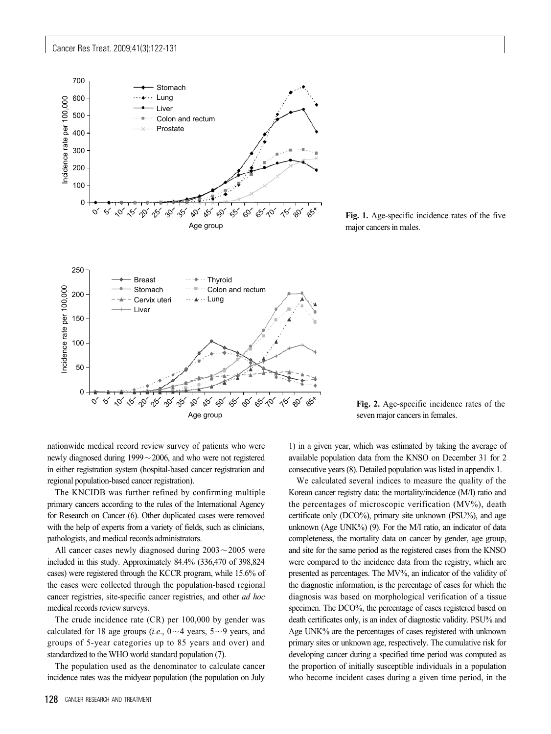**Fig. 1.** Age-specific incidence rates of the five major cancers in males.

**Fig. 2.** Age-specific incidence rates of the seven major cancers in females.

nationwide medical record review survey of patients who were newly diagnosed during 1999～2006, and who were not registered in either registration system (hospital-based cancer registration and regional population-based cancer registration).

The KNCIDB was further refined by confirming multiple primary cancers according to the rules of the International Agency for Research on Cancer (6). Other duplicated cases were removed with the help of experts from a variety of fields, such as clinicians, pathologists, and medical records administrators.

All cancer cases newly diagnosed during 2003～2005 were included in this study. Approximately 84.4% (336,470 of 398,824 cases) were registered through the KCCR program, while 15.6% of the cases were collected through the population-based regional cancer registries, site-specific cancer registries, and other *ad hoc* medical records review surveys.

The crude incidence rate (CR) per 100,000 by gender was calculated for 18 age groups (*i.e.*, 0～4 years, 5～9 years, and groups of 5-year categories up to 85 years and over) and standardized to the WHO world standard population (7).

The population used as the denominator to calculate cancer incidence rates was the midyear population (the population on July 1) in a given year, which was estimated by taking the average of available population data from the KNSO on December 31 for 2 consecutive years (8). Detailed population was listed in appendix 1.

We calculated several indices to measure the quality of the Korean cancer registry data: the mortality/incidence (M/I) ratio and the percentages of microscopic verification (MV%), death certificate only (DCO%), primary site unknown (PSU%), and age unknown (Age UNK%) (9). For the M/I ratio, an indicator of data completeness, the mortality data on cancer by gender, age group, and site for the same period as the registered cases from the KNSO were compared to the incidence data from the registry, which are presented as percentages. The MV%, an indicator of the validity of the diagnostic information, is the percentage of cases for which the diagnosis was based on morphological verification of a tissue specimen. The DCO%, the percentage of cases registered based on death certificates only, is an index of diagnostic validity. PSU% and Age UNK% are the percentages of cases registered with unknown primary sites or unknown age, respectively. The cumulative risk for developing cancer during a specified time period was computed as the proportion of initially susceptible individuals in a population who become incident cases during a given time period, in the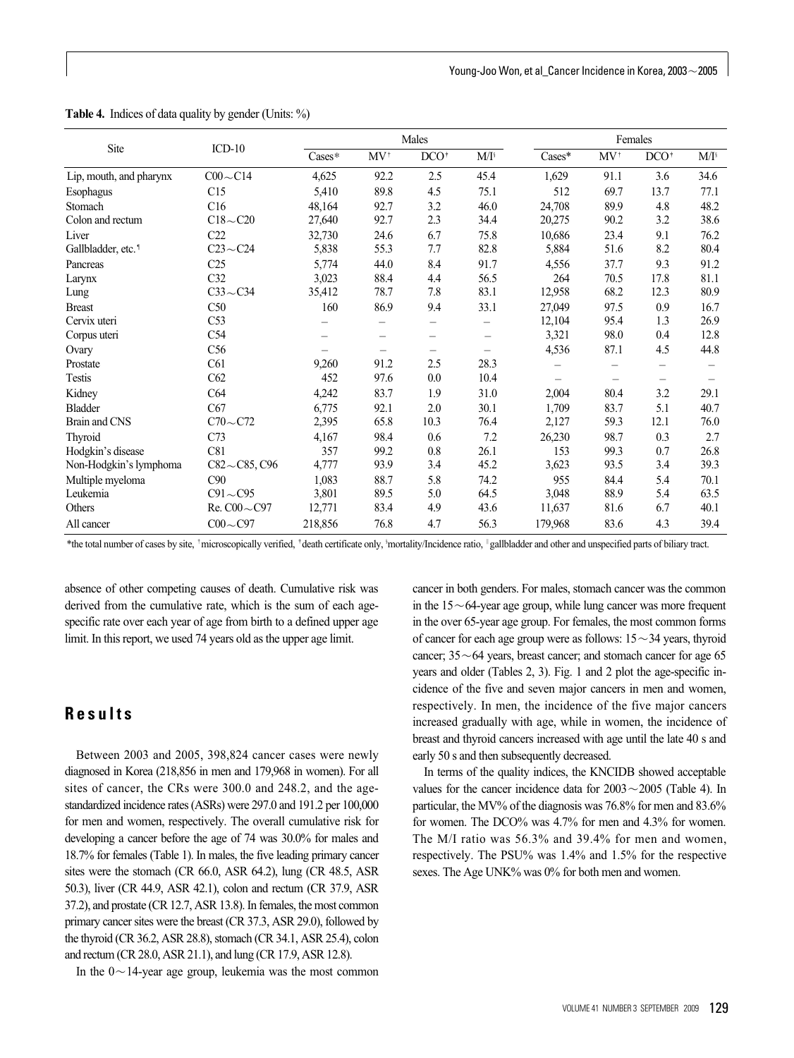**Table 4.** Indices of data quality by gender (Units: %)

| Site | ICD-10 | Males | | | | Females | | | |
|---|---|---|---|---|---|---|---|---|---|
| | | Cases* | MV[†] | DCO[‡] | M/I[§] | Cases* | MV[†] | DCO[‡] | M/I[§] |
| Lip, mouth, and pharynx | C00～C14 | 4,625 | 92.2 | 2.5 | 45.4 | 1,629 | 91.1 | 3.6 | 34.6 |
| Esophagus | C15 | 5,410 | 89.8 | 4.5 | 75.1 | 512 | 69.7 | 13.7 | 77.1 |
| Stomach | C16 | 48,164 | 92.7 | 3.2 | 46.0 | 24,708 | 89.9 | 4.8 | 48.2 |
| Colon and rectum | C18～C20 | 27,640 | 92.7 | 2.3 | 34.4 | 20,275 | 90.2 | 3.2 | 38.6 |
| Liver | C22 | 32,730 | 24.6 | 6.7 | 75.8 | 10,686 | 23.4 | 9.1 | 76.2 |
| Gallbladder, etc.[¶] | C23～C24 | 5,838 | 55.3 | 7.7 | 82.8 | 5,884 | 51.6 | 8.2 | 80.4 |
| Pancreas | C25 | 5,774 | 44.0 | 8.4 | 91.7 | 4,556 | 37.7 | 9.3 | 91.2 |
| Larynx | C32 | 3,023 | 88.4 | 4.4 | 56.5 | 264 | 70.5 | 17.8 | 81.1 |
| Lung | C33～C34 | 35,412 | 78.7 | 7.8 | 83.1 | 12,958 | 68.2 | 12.3 | 80.9 |
| Breast | C50 | 160 | 86.9 | 9.4 | 33.1 | 27,049 | 97.5 | 0.9 | 16.7 |
| Cervix uteri | C53 | – | – | – | – | 12,104 | 95.4 | 1.3 | 26.9 |
| Corpus uteri | C54 | – | – | – | – | 3,321 | 98.0 | 0.4 | 12.8 |
| Ovary | C56 | – | – | – | – | 4,536 | 87.1 | 4.5 | 44.8 |
| Prostate | C61 | 9,260 | 91.2 | 2.5 | 28.3 | – | – | – | – |
| Testis | C62 | 452 | 97.6 | 0.0 | 10.4 | – | – | – | – |
| Kidney | C64 | 4,242 | 83.7 | 1.9 | 31.0 | 2,004 | 80.4 | 3.2 | 29.1 |
| Bladder | C67 | 6,775 | 92.1 | 2.0 | 30.1 | 1,709 | 83.7 | 5.1 | 40.7 |
| Brain and CNS | C70～C72 | 2,395 | 65.8 | 10.3 | 76.4 | 2,127 | 59.3 | 12.1 | 76.0 |
| Thyroid | C73 | 4,167 | 98.4 | 0.6 | 7.2 | 26,230 | 98.7 | 0.3 | 2.7 |
| Hodgkin's disease | C81 | 357 | 99.2 | 0.8 | 26.1 | 153 | 99.3 | 0.7 | 26.8 |
| Non-Hodgkin's lymphoma | C82～C85, C96 | 4,777 | 93.9 | 3.4 | 45.2 | 3,623 | 93.5 | 3.4 | 39.3 |
| Multiple myeloma | C90 | 1,083 | 88.7 | 5.8 | 74.2 | 955 | 84.4 | 5.4 | 70.1 |
| Leukemia | C91～C95 | 3,801 | 89.5 | 5.0 | 64.5 | 3,048 | 88.9 | 5.4 | 63.5 |
| Others | Re. C00～C97 | 12,771 | 83.4 | 4.9 | 43.6 | 11,637 | 81.6 | 6.7 | 40.1 |
| All cancer | C00～C97 | 218,856 | 76.8 | 4.7 | 56.3 | 179,968 | 83.6 | 4.3 | 39.4 |

*the total number of cases by site, [†]microscopically verified, [‡]death certificate only, [§]mortality/Incidence ratio, [¶]gallbladder and other and unspecified parts of biliary tract.

absence of other competing causes of death. Cumulative risk was derived from the cumulative rate, which is the sum of each age-specific rate over each year of age from birth to a defined upper age limit. In this report, we used 74 years old as the upper age limit.

## Results

Between 2003 and 2005, 398,824 cancer cases were newly diagnosed in Korea (218,856 in men and 179,968 in women). For all sites of cancer, the CRs were 300.0 and 248.2, and the age-standardized incidence rates (ASRs) were 297.0 and 191.2 per 100,000 for men and women, respectively. The overall cumulative risk for developing a cancer before the age of 74 was 30.0% for males and 18.7% for females (Table 1). In males, the five leading primary cancer sites were the stomach (CR 66.0, ASR 64.2), lung (CR 48.5, ASR 50.3), liver (CR 44.9, ASR 42.1), colon and rectum (CR 37.9, ASR 37.2), and prostate (CR 12.7, ASR 13.8). In females, the most common primary cancer sites were the breast (CR 37.3, ASR 29.0), followed by the thyroid (CR 36.2, ASR 28.8), stomach (CR 34.1, ASR 25.4), colon and rectum (CR 28.0, ASR 21.1), and lung (CR 17.9, ASR 12.8).

In the 0～14-year age group, leukemia was the most common cancer in both genders. For males, stomach cancer was the common in the 15～64-year age group, while lung cancer was more frequent in the over 65-year age group. For females, the most common forms of cancer for each age group were as follows: 15～34 years, thyroid cancer; 35～64 years, breast cancer; and stomach cancer for age 65 years and older (Tables 2, 3). Fig. 1 and 2 plot the age-specific incidence of the five and seven major cancers in men and women, respectively. In men, the incidence of the five major cancers increased gradually with age, while in women, the incidence of breast and thyroid cancers increased with age until the late 40 s and early 50 s and then subsequently decreased.

In terms of the quality indices, the KNCIDB showed acceptable values for the cancer incidence data for 2003～2005 (Table 4). In particular, the MV% of the diagnosis was 76.8% for men and 83.6% for women. The DCO% was 4.7% for men and 4.3% for women. The M/I ratio was 56.3% and 39.4% for men and women, respectively. The PSU% was 1.4% and 1.5% for the respective sexes. The Age UNK% was 0% for both men and women.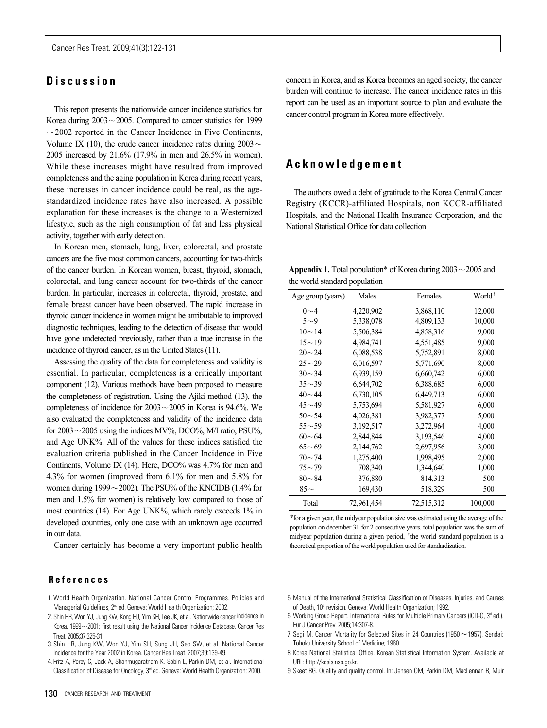## Discussion

This report presents the nationwide cancer incidence statistics for Korea during 2003～2005. Compared to cancer statistics for 1999～2002 reported in the Cancer Incidence in Five Continents, Volume IX (10), the crude cancer incidence rates during 2003～2005 increased by 21.6% (17.9% in men and 26.5% in women). While these increases might have resulted from improved completeness and the aging population in Korea during recent years, these increases in cancer incidence could be real, as the age-standardized incidence rates have also increased. A possible explanation for these increases is the change to a Westernized lifestyle, such as the high consumption of fat and less physical activity, together with early detection.

In Korean men, stomach, lung, liver, colorectal, and prostate cancers are the five most common cancers, accounting for two-thirds of the cancer burden. In Korean women, breast, thyroid, stomach, colorectal, and lung cancer account for two-thirds of the cancer burden. In particular, increases in colorectal, thyroid, prostate, and female breast cancer have been observed. The rapid increase in thyroid cancer incidence in women might be attributable to improved diagnostic techniques, leading to the detection of disease that would have gone undetected previously, rather than a true increase in the incidence of thyroid cancer, as in the United States (11).

Assessing the quality of the data for completeness and validity is essential. In particular, completeness is a critically important component (12). Various methods have been proposed to measure the completeness of registration. Using the Ajiki method (13), the completeness of incidence for 2003～2005 in Korea is 94.6%. We also evaluated the completeness and validity of the incidence data for 2003～2005 using the indices MV%, DCO%, M/I ratio, PSU%, and Age UNK%. All of the values for these indices satisfied the evaluation criteria published in the Cancer Incidence in Five Continents, Volume IX (14). Here, DCO% was 4.7% for men and 4.3% for women (improved from 6.1% for men and 5.8% for women during 1999～2002). The PSU% of the KNCIDB (1.4% for men and 1.5% for women) is relatively low compared to those of most countries (14). For Age UNK%, which rarely exceeds 1% in developed countries, only one case with an unknown age occurred in our data.

Cancer certainly has become a very important public health concern in Korea, and as Korea becomes an aged society, the cancer burden will continue to increase. The cancer incidence rates in this report can be used as an important source to plan and evaluate the cancer control program in Korea more effectively.

## Acknowledgement

The authors owed a debt of gratitude to the Korea Central Cancer Registry (KCCR)-affiliated Hospitals, non KCCR-affiliated Hospitals, and the National Health Insurance Corporation, and the National Statistical Office for data collection.

**Appendix 1.** Total population* of Korea during 2003～2005 and the world standard population

| Age group (years) | Males | Females | World† |
|---|---|---|---|
| 0～4 | 4,220,902 | 3,868,110 | 12,000 |
| 5～9 | 5,338,078 | 4,809,133 | 10,000 |
| 10～14 | 5,506,384 | 4,858,316 | 9,000 |
| 15～19 | 4,984,741 | 4,551,485 | 9,000 |
| 20～24 | 6,088,538 | 5,752,891 | 8,000 |
| 25～29 | 6,016,597 | 5,771,690 | 8,000 |
| 30～34 | 6,939,159 | 6,660,742 | 6,000 |
| 35～39 | 6,644,702 | 6,388,685 | 6,000 |
| 40～44 | 6,730,105 | 6,449,713 | 6,000 |
| 45～49 | 5,753,694 | 5,581,927 | 6,000 |
| 50～54 | 4,026,381 | 3,982,377 | 5,000 |
| 55～59 | 3,192,517 | 3,272,964 | 4,000 |
| 60～64 | 2,844,844 | 3,193,546 | 4,000 |
| 65～69 | 2,144,762 | 2,697,956 | 3,000 |
| 70～74 | 1,275,400 | 1,998,495 | 2,000 |
| 75～79 | 708,340 | 1,344,640 | 1,000 |
| 80～84 | 376,880 | 814,313 | 500 |
| 85～ | 169,430 | 518,329 | 500 |
| Total | 72,961,454 | 72,515,312 | 100,000 |

*for a given year, the midyear population size was estimated using the average of the population on december 31 for 2 consecutive years. total population was the sum of midyear population during a given period, †the world standard population is a theoretical proportion of the world population used for standardization.

## References

1. World Health Organization. National Cancer Control Programmes. Policies and Managerial Guidelines, 2nd ed. Geneva: World Health Organization; 2002.
2. Shin HR, Won YJ, Jung KW, Kong HJ, Yim SH, Lee JK, et al. Nationwide cancer incidence in Korea, 1999～2001: first result using the National Cancer Incidence Database. Cancer Res Treat. 2005;37:325-31.
3. Shin HR, Jung KW, Won YJ, Yim SH, Sung JH, Seo SW, et al. National Cancer Incidence for the Year 2002 in Korea. Cancer Res Treat. 2007;39:139-49.
4. Fritz A, Percy C, Jack A, Shanmugaratnam K, Sobin L, Parkin DM, et al. International Classification of Disease for Oncology, 3rd ed. Geneva: World Health Organization; 2000.
5. Manual of the International Statistical Classification of Diseases, Injuries, and Causes of Death, 10th revision. Geneva: World Health Organization; 1992.
6. Working Group Report. International Rules for Multiple Primary Cancers (ICD-O, 3rd ed.). Eur J Cancer Prev. 2005;14:307-8.
7. Segi M. Cancer Mortality for Selected Sites in 24 Countries (1950～1957). Sendai: Tohoku University School of Medicine; 1960.
8. Korea National Statistical Office. Korean Statistical Information System. Available at URL: http://kosis.nso.go.kr.
9. Skeet RG. Quality and quality control. In: Jensen OM, Parkin DM, MacLennan R, Muir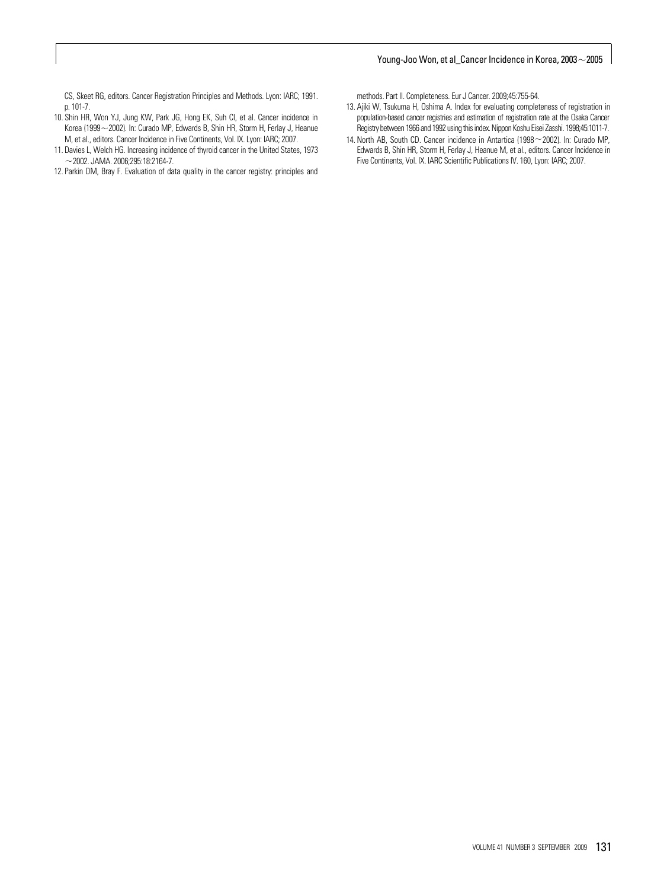CS, Skeet RG, editors. Cancer Registration Principles and Methods. Lyon: IARC; 1991. p. 101-7.

10. Shin HR, Won YJ, Jung KW, Park JG, Hong EK, Suh CI, et al. Cancer incidence in Korea (1999～2002). In: Curado MP, Edwards B, Shin HR, Storm H, Ferlay J, Heanue M, et al., editors. Cancer Incidence in Five Continents, Vol. IX. Lyon: IARC; 2007.
11. Davies L, Welch HG. Increasing incidence of thyroid cancer in the United States, 1973～2002. JAMA. 2006;295:18:2164-7.
12. Parkin DM, Bray F. Evaluation of data quality in the cancer registry: principles and methods. Part II. Completeness. Eur J Cancer. 2009;45:755-64.
13. Ajiki W, Tsukuma H, Oshima A. Index for evaluating completeness of registration in population-based cancer registries and estimation of registration rate at the Osaka Cancer Registry between 1966 and 1992 using this index. Nippon Koshu Eisei Zasshi. 1998;45:1011-7.
14. North AB, South CD. Cancer incidence in Antartica (1998～2002). In: Curado MP, Edwards B, Shin HR, Storm H, Ferlay J, Heanue M, et al., editors. Cancer Incidence in Five Continents, Vol. IX. IARC Scientific Publications IV. 160, Lyon: IARC; 2007.